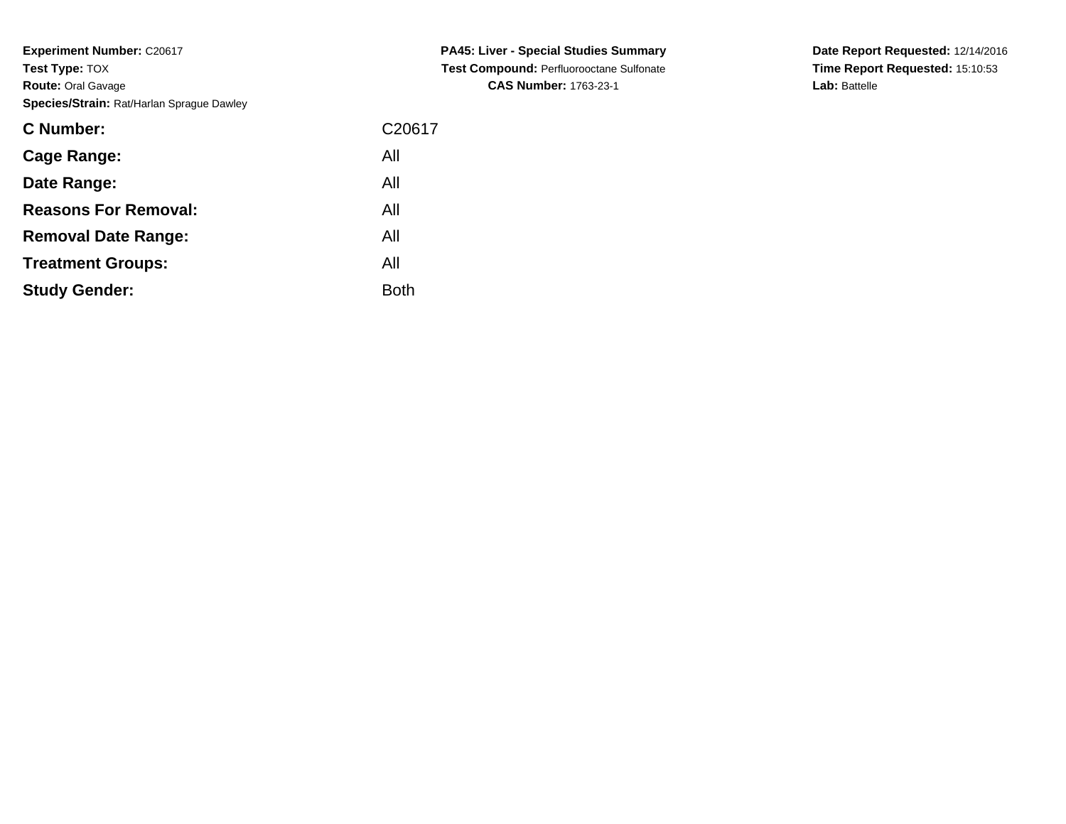**Experiment Number:** C20617
**Test Type:** TOX
**Route:** Oral Gavage
**Species/Strain:** Rat/Harlan Sprague Dawley

**PA45: Liver - Special Studies Summary**
**Test Compound:** Perfluorooctane Sulfonate
**CAS Number:** 1763-23-1

**Date Report Requested:** 12/14/2016
**Time Report Requested:** 15:10:53
**Lab:** Battelle

| | |
|---|---|
| **C Number:** | C20617 |
| **Cage Range:** | All |
| **Date Range:** | All |
| **Reasons For Removal:** | All |
| **Removal Date Range:** | All |
| **Treatment Groups:** | All |
| **Study Gender:** | Both |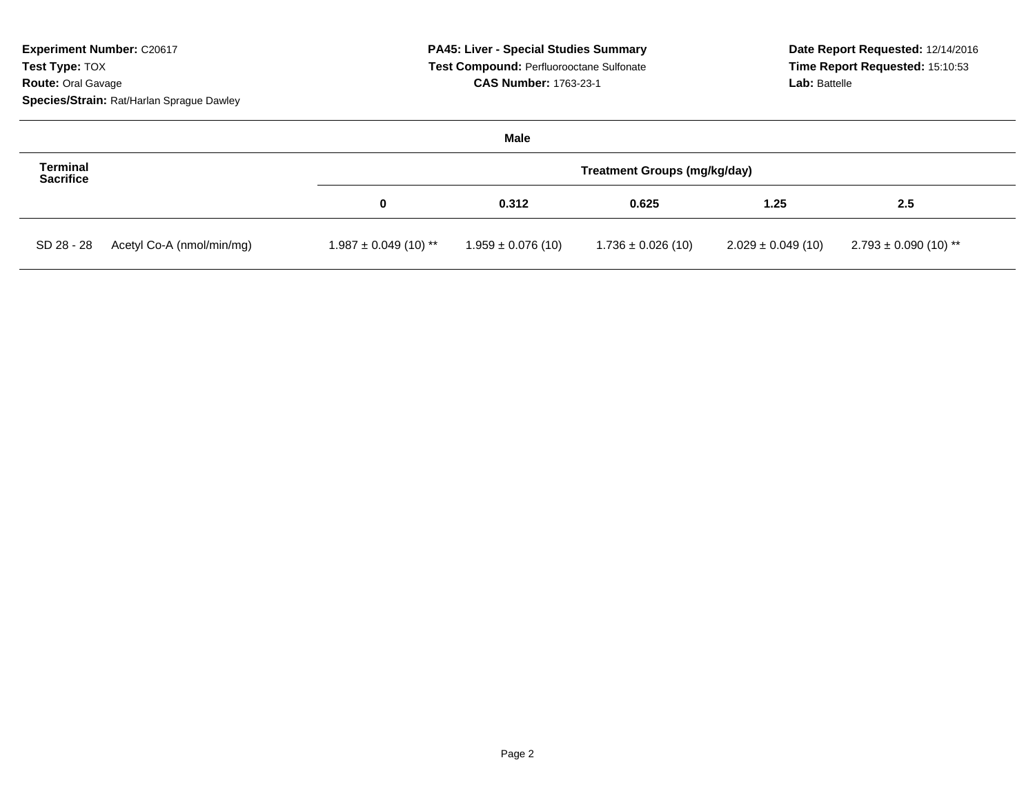**Experiment Number:** C20617
**Test Type:** TOX
**Route:** Oral Gavage
**Species/Strain:** Rat/Harlan Sprague Dawley

**PA45: Liver - Special Studies Summary**
**Test Compound:** Perfluorooctane Sulfonate
**CAS Number:** 1763-23-1

**Date Report Requested:** 12/14/2016
**Time Report Requested:** 15:10:53
**Lab:** Battelle

**Male**

| Terminal Sacrifice | | Treatment Groups (mg/kg/day) | | | | |
|---|---|---|---|---|---|---|
| | | 0 | 0.312 | 0.625 | 1.25 | 2.5 |
| SD 28 - 28 | Acetyl Co-A (nmol/min/mg) | 1.987 ± 0.049 (10) ** | 1.959 ± 0.076 (10) | 1.736 ± 0.026 (10) | 2.029 ± 0.049 (10) | 2.793 ± 0.090 (10) ** |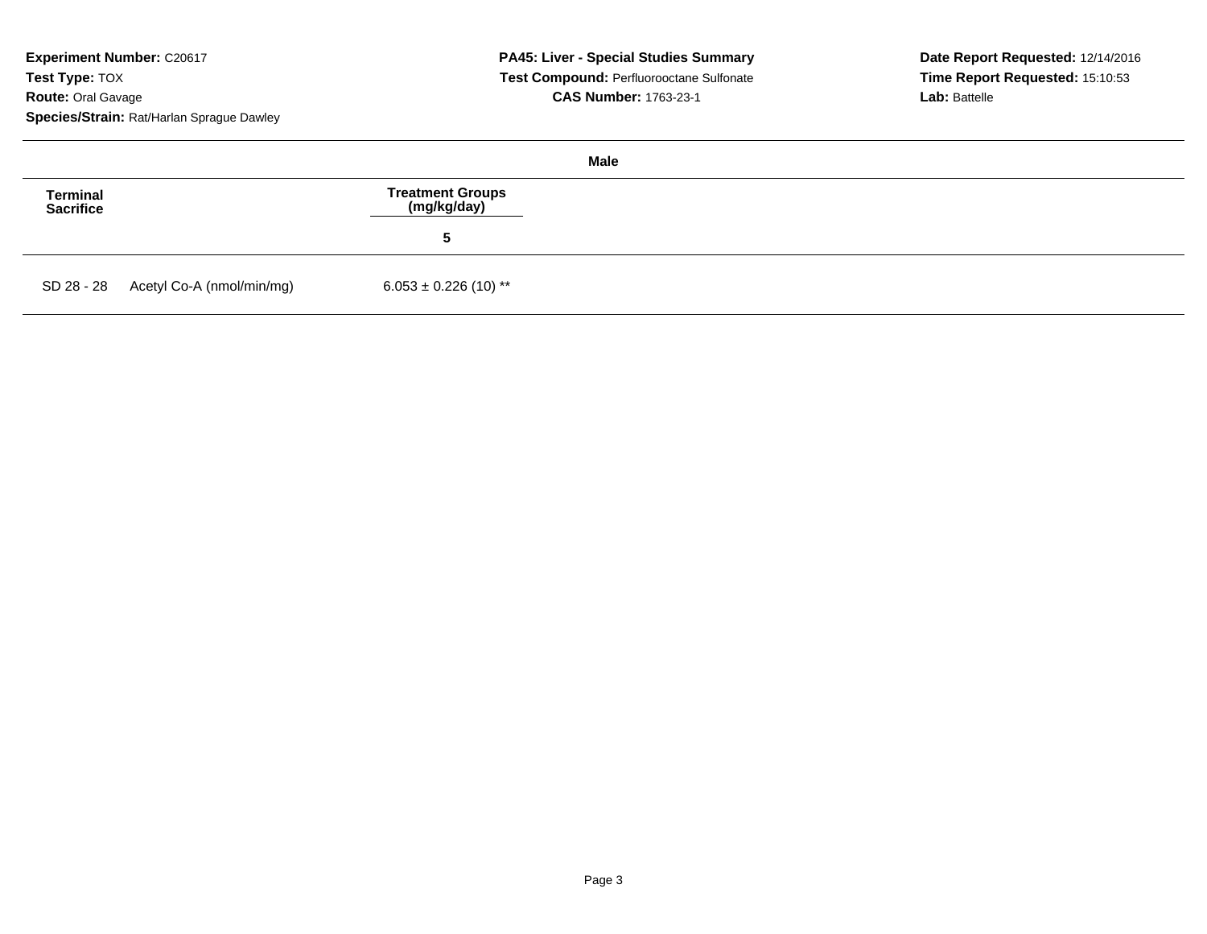**Experiment Number:** C20617
**Test Type:** TOX
**Route:** Oral Gavage
**Species/Strain:** Rat/Harlan Sprague Dawley

**PA45: Liver - Special Studies Summary**
**Test Compound:** Perfluorooctane Sulfonate
**CAS Number:** 1763-23-1

**Date Report Requested:** 12/14/2016
**Time Report Requested:** 15:10:53
**Lab:** Battelle

**Male**

| Terminal Sacrifice | | Treatment Groups (mg/kg/day) |
|---|---|---|
| | | 5 |
| SD 28 - 28 | Acetyl Co-A (nmol/min/mg) | 6.053 ± 0.226 (10) ** |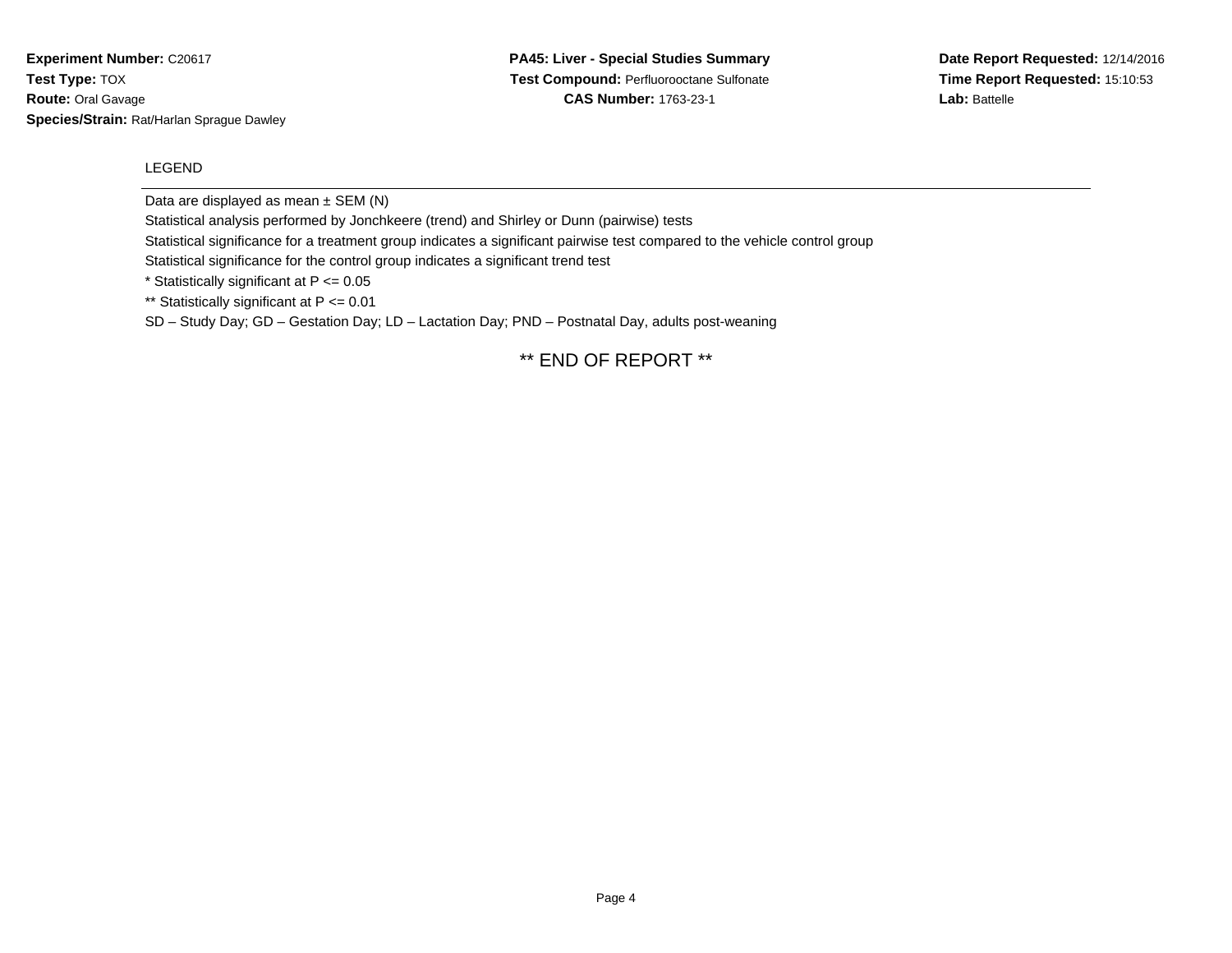**Experiment Number:** C20617
**Test Type:** TOX
**Route:** Oral Gavage
**Species/Strain:** Rat/Harlan Sprague Dawley

**PA45: Liver - Special Studies Summary**
**Test Compound:** Perfluorooctane Sulfonate
**CAS Number:** 1763-23-1

**Date Report Requested:** 12/14/2016
**Time Report Requested:** 15:10:53
**Lab:** Battelle

LEGEND

Data are displayed as mean ± SEM (N)

Statistical analysis performed by Jonchkeere (trend) and Shirley or Dunn (pairwise) tests

Statistical significance for a treatment group indicates a significant pairwise test compared to the vehicle control group

Statistical significance for the control group indicates a significant trend test

* Statistically significant at P <= 0.05

** Statistically significant at P <= 0.01

SD – Study Day; GD – Gestation Day; LD – Lactation Day; PND – Postnatal Day, adults post-weaning

** END OF REPORT **